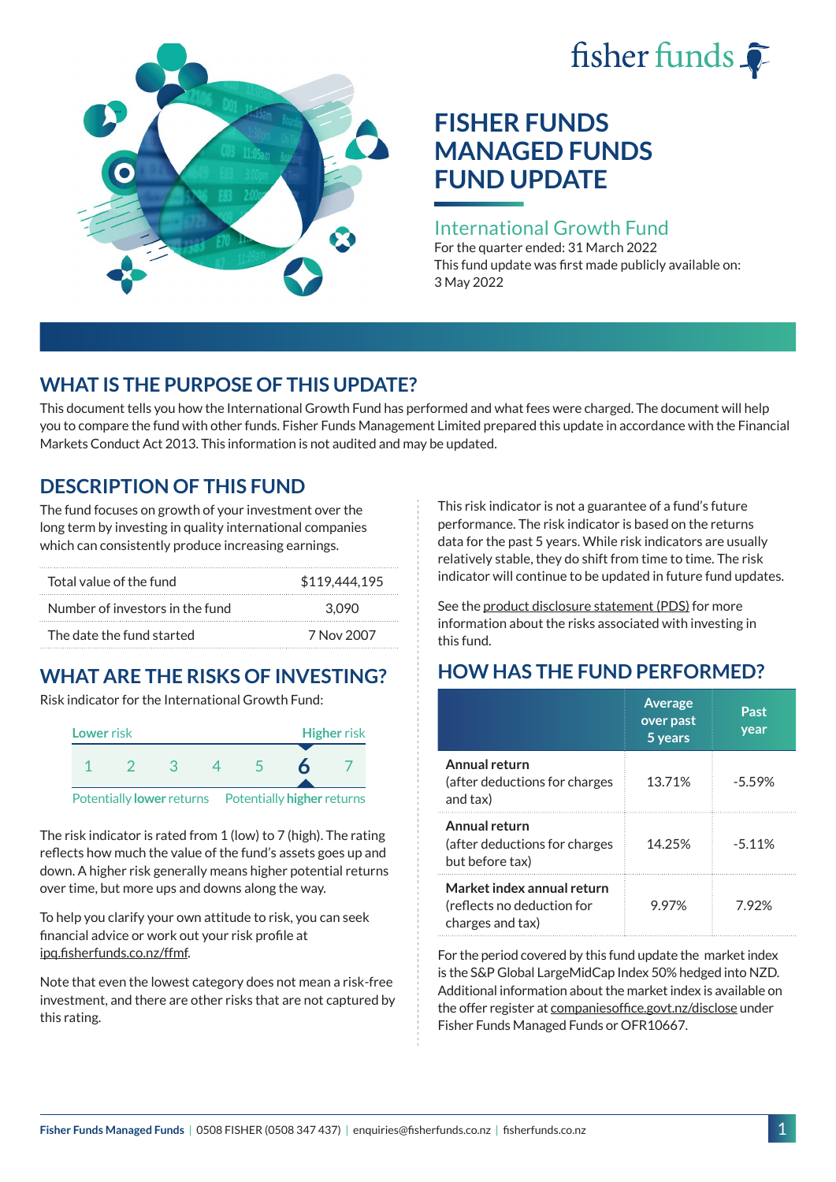fisher funds

# FISHER FUNDS MANAGED FUNDS FUND UPDATE

## International Growth Fund

For the quarter ended: 31 March 2022

This fund update was first made publicly available on: 3 May 2022

## WHAT IS THE PURPOSE OF THIS UPDATE?

This document tells you how the International Growth Fund has performed and what fees were charged. The document will help you to compare the fund with other funds. Fisher Funds Management Limited prepared this update in accordance with the Financial Markets Conduct Act 2013. This information is not audited and may be updated.

## DESCRIPTION OF THIS FUND

The fund focuses on growth of your investment over the long term by investing in quality international companies which can consistently produce increasing earnings.

| | |
|---|---|
| Total value of the fund | $119,444,195 |
| Number of investors in the fund | 3,090 |
| The date the fund started | 7 Nov 2007 |

## WHAT ARE THE RISKS OF INVESTING?

Risk indicator for the International Growth Fund:

| Lower risk | | | | | | Higher risk |
|---|---|---|---|---|---|---|
| 1 | 2 | 3 | 4 | 5 | **6** | 7 |
| Potentially **lower** returns | | | | | | Potentially **higher** returns |

The risk indicator is rated from 1 (low) to 7 (high). The rating reflects how much the value of the fund's assets goes up and down. A higher risk generally means higher potential returns over time, but more ups and downs along the way.

To help you clarify your own attitude to risk, you can seek financial advice or work out your risk profile at ipq.fisherfunds.co.nz/ffmf.

Note that even the lowest category does not mean a risk-free investment, and there are other risks that are not captured by this rating.

This risk indicator is not a guarantee of a fund's future performance. The risk indicator is based on the returns data for the past 5 years. While risk indicators are usually relatively stable, they do shift from time to time. The risk indicator will continue to be updated in future fund updates.

See the product disclosure statement (PDS) for more information about the risks associated with investing in this fund.

## HOW HAS THE FUND PERFORMED?

| | Average over past 5 years | Past year |
|---|---|---|
| **Annual return** (after deductions for charges and tax) | 13.71% | -5.59% |
| **Annual return** (after deductions for charges but before tax) | 14.25% | -5.11% |
| **Market index annual return** (reflects no deduction for charges and tax) | 9.97% | 7.92% |

For the period covered by this fund update the market index is the S&P Global LargeMidCap Index 50% hedged into NZD. Additional information about the market index is available on the offer register at companiesoffice.govt.nz/disclose under Fisher Funds Managed Funds or OFR10667.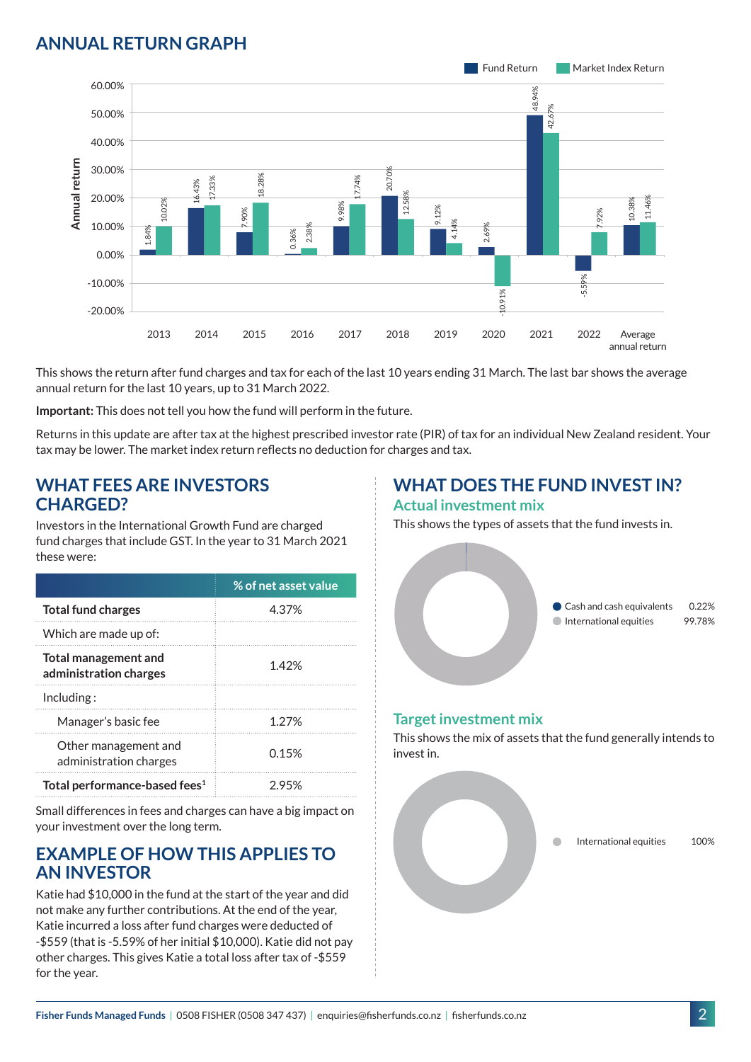## ANNUAL RETURN GRAPH

| Year | Fund Return | Market Index Return |
|---|---|---|
| 2013 | 1.84% | 10.02% |
| 2014 | 16.43% | 17.33% |
| 2015 | 7.90% | 18.28% |
| 2016 | 0.36% | 2.38% |
| 2017 | 9.98% | 17.74% |
| 2018 | 20.70% | 12.58% |
| 2019 | 9.12% | 4.14% |
| 2020 | 2.69% | -10.91% |
| 2021 | 48.94% | 42.67% |
| 2022 | -5.59% | 7.92% |
| Average annual return | 10.38% | 11.46% |

This shows the return after fund charges and tax for each of the last 10 years ending 31 March. The last bar shows the average annual return for the last 10 years, up to 31 March 2022.

**Important:** This does not tell you how the fund will perform in the future.

Returns in this update are after tax at the highest prescribed investor rate (PIR) of tax for an individual New Zealand resident. Your tax may be lower. The market index return reflects no deduction for charges and tax.

## WHAT FEES ARE INVESTORS CHARGED?

Investors in the International Growth Fund are charged fund charges that include GST. In the year to 31 March 2021 these were:

| | % of net asset value |
|---|---|
| **Total fund charges** | 4.37% |
| Which are made up of: | |
| **Total management and administration charges** | 1.42% |
| Including : | |
| Manager's basic fee | 1.27% |
| Other management and administration charges | 0.15% |
| **Total performance-based fees**[1] | 2.95% |

Small differences in fees and charges can have a big impact on your investment over the long term.

## EXAMPLE OF HOW THIS APPLIES TO AN INVESTOR

Katie had $10,000 in the fund at the start of the year and did not make any further contributions. At the end of the year, Katie incurred a loss after fund charges were deducted of -$559 (that is -5.59% of her initial $10,000). Katie did not pay other charges. This gives Katie a total loss after tax of -$559 for the year.

## WHAT DOES THE FUND INVEST IN?

### Actual investment mix

This shows the types of assets that the fund invests in.

| Asset | % |
|---|---|
| Cash and cash equivalents | 0.22% |
| International equities | 99.78% |

### Target investment mix

This shows the mix of assets that the fund generally intends to invest in.

| Asset | % |
|---|---|
| International equities | 100% |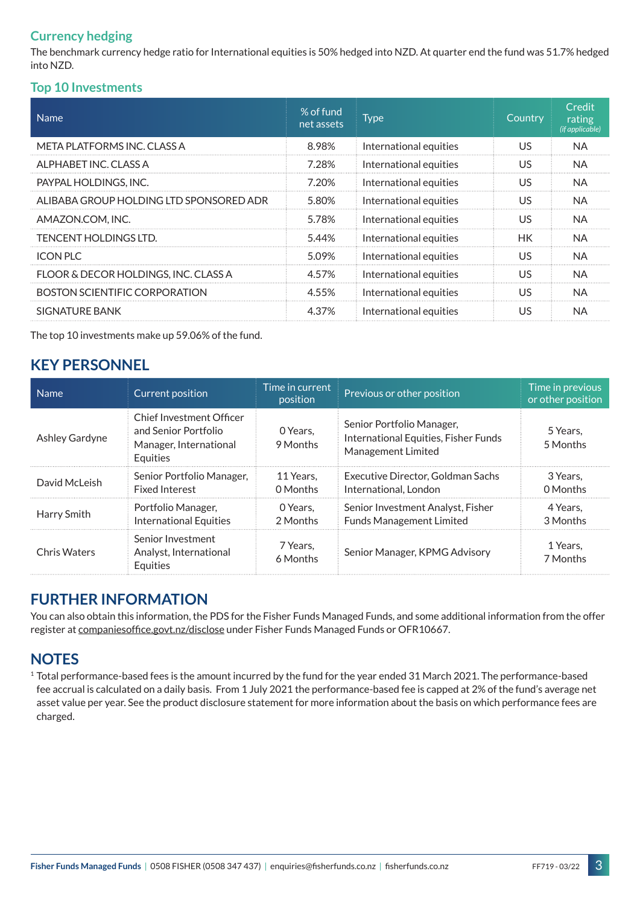## Currency hedging

The benchmark currency hedge ratio for International equities is 50% hedged into NZD. At quarter end the fund was 51.7% hedged into NZD.

## Top 10 Investments

| Name | % of fund net assets | Type | Country | Credit rating *(if applicable)* |
|---|---|---|---|---|
| META PLATFORMS INC. CLASS A | 8.98% | International equities | US | NA |
| ALPHABET INC. CLASS A | 7.28% | International equities | US | NA |
| PAYPAL HOLDINGS, INC. | 7.20% | International equities | US | NA |
| ALIBABA GROUP HOLDING LTD SPONSORED ADR | 5.80% | International equities | US | NA |
| AMAZON.COM, INC. | 5.78% | International equities | US | NA |
| TENCENT HOLDINGS LTD. | 5.44% | International equities | HK | NA |
| ICON PLC | 5.09% | International equities | US | NA |
| FLOOR & DECOR HOLDINGS, INC. CLASS A | 4.57% | International equities | US | NA |
| BOSTON SCIENTIFIC CORPORATION | 4.55% | International equities | US | NA |
| SIGNATURE BANK | 4.37% | International equities | US | NA |

The top 10 investments make up 59.06% of the fund.

# KEY PERSONNEL

| Name | Current position | Time in current position | Previous or other position | Time in previous or other position |
|---|---|---|---|---|
| Ashley Gardyne | Chief Investment Officer and Senior Portfolio Manager, International Equities | 0 Years, 9 Months | Senior Portfolio Manager, International Equities, Fisher Funds Management Limited | 5 Years, 5 Months |
| David McLeish | Senior Portfolio Manager, Fixed Interest | 11 Years, 0 Months | Executive Director, Goldman Sachs International, London | 3 Years, 0 Months |
| Harry Smith | Portfolio Manager, International Equities | 0 Years, 2 Months | Senior Investment Analyst, Fisher Funds Management Limited | 4 Years, 3 Months |
| Chris Waters | Senior Investment Analyst, International Equities | 7 Years, 6 Months | Senior Manager, KPMG Advisory | 1 Years, 7 Months |

# FURTHER INFORMATION

You can also obtain this information, the PDS for the Fisher Funds Managed Funds, and some additional information from the offer register at companiesoffice.govt.nz/disclose under Fisher Funds Managed Funds or OFR10667.

# NOTES

[1] Total performance-based fees is the amount incurred by the fund for the year ended 31 March 2021. The performance-based fee accrual is calculated on a daily basis. From 1 July 2021 the performance-based fee is capped at 2% of the fund's average net asset value per year. See the product disclosure statement for more information about the basis on which performance fees are charged.